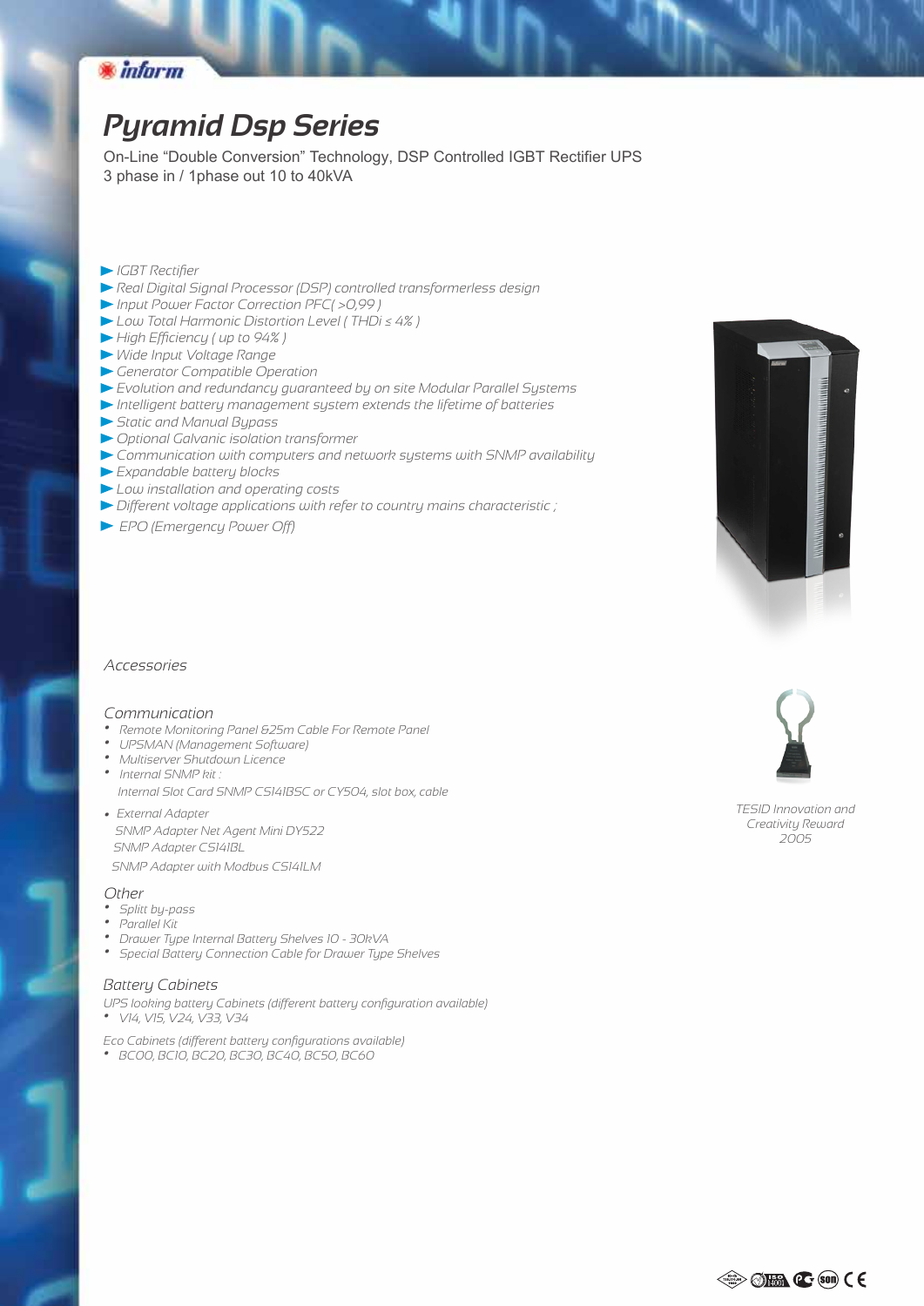inform

# Pyramid Dsp Series

On-Line "Double Conversion" Technology, DSP Controlled IGBT Rectifier UPS
3 phase in / 1phase out 10 to 40kVA

- IGBT Rectifier
- Real Digital Signal Processor (DSP) controlled transformerless design
- Input Power Factor Correction PFC( >0,99 )
- Low Total Harmonic Distortion Level ( THDi ≤ 4% )
- High Efficiency ( up to 94% )
- Wide Input Voltage Range
- Generator Compatible Operation
- Evolution and redundancy guaranteed by on site Modular Parallel Systems
- Intelligent battery management system extends the lifetime of batteries
- Static and Manual Bypass
- Optional Galvanic isolation transformer
- Communication with computers and network systems with SNMP availability
- Expandable battery blocks
- Low installation and operating costs
- Different voltage applications with refer to country mains characteristic ;
- EPO (Emergency Power Off)

## Accessories

### Communication

- Remote Monitoring Panel &25m Cable For Remote Panel
- UPSMAN (Management Software)
- Multiserver Shutdown Licence
- Internal SNMP kit :
  Internal Slot Card SNMP CS141BSC or CY504, slot box, cable
- External Adapter
  SNMP Adapter Net Agent Mini DY522
  SNMP Adapter CS141BL
  SNMP Adapter with Modbus CS141LM

### Other

- Splitt by-pass
- Parallel Kit
- Drawer Type Internal Battery Shelves 10 - 30kVA
- Special Battery Connection Cable for Drawer Type Shelves

### Battery Cabinets

UPS looking battery Cabinets (different battery configuration available)

- V14, V15, V24, V33, V34

Eco Cabinets (different battery configurations available)

- BC00, BC10, BC20, BC30, BC40, BC50, BC60

TESID Innovation and Creativity Reward 2005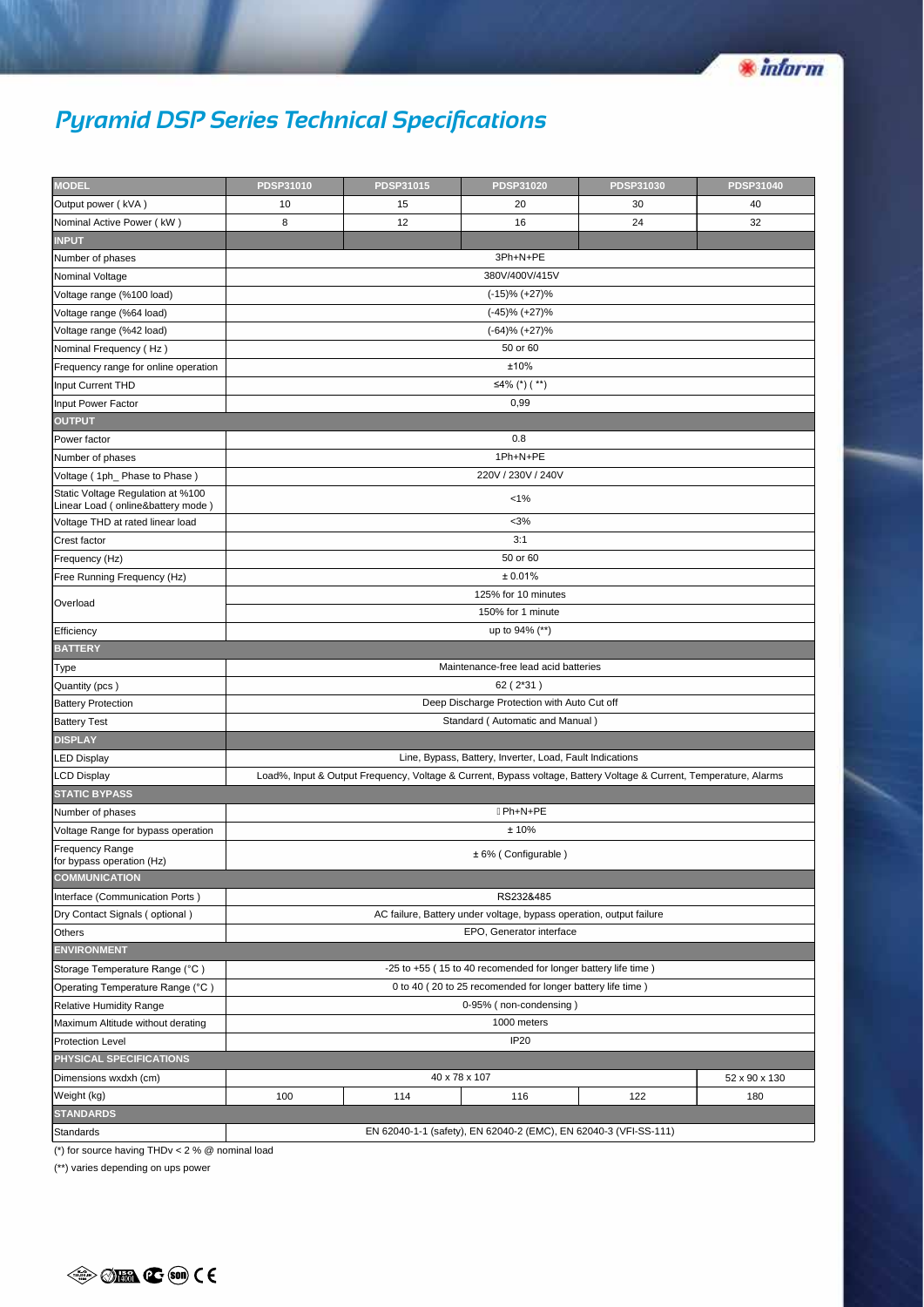# Pyramid DSP Series Technical Specifications

| MODEL | PDSP31010 | PDSP31015 | PDSP31020 | PDSP31030 | PDSP31040 |
|---|---|---|---|---|---|
| Output power ( kVA ) | 10 | 15 | 20 | 30 | 40 |
| Nominal Active Power ( kW ) | 8 | 12 | 16 | 24 | 32 |
| **INPUT** | | | | | |
| Number of phases | 3Ph+N+PE | | | | |
| Nominal Voltage | 380V/400V/415V | | | | |
| Voltage range (%100 load) | (-15)% (+27)% | | | | |
| Voltage range (%64 load) | (-45)% (+27)% | | | | |
| Voltage range (%42 load) | (-64)% (+27)% | | | | |
| Nominal Frequency ( Hz ) | 50 or 60 | | | | |
| Frequency range for online operation | ±10% | | | | |
| Input Current THD | ≤4% (*) (**) | | | | |
| Input Power Factor | 0,99 | | | | |
| **OUTPUT** | | | | | |
| Power factor | 0.8 | | | | |
| Number of phases | 1Ph+N+PE | | | | |
| Voltage ( 1ph_ Phase to Phase ) | 220V / 230V / 240V | | | | |
| Static Voltage Regulation at %100 Linear Load ( online&battery mode ) | <1% | | | | |
| Voltage THD at rated linear load | <3% | | | | |
| Crest factor | 3:1 | | | | |
| Frequency (Hz) | 50 or 60 | | | | |
| Free Running Frequency (Hz) | ± 0.01% | | | | |
| Overload | 125% for 10 minutes<br>150% for 1 minute | | | | |
| Efficiency | up to 94% (**) | | | | |
| **BATTERY** | | | | | |
| Type | Maintenance-free lead acid batteries | | | | |
| Quantity (pcs ) | 62 ( 2*31 ) | | | | |
| Battery Protection | Deep Discharge Protection with Auto Cut off | | | | |
| Battery Test | Standard ( Automatic and Manual ) | | | | |
| **DISPLAY** | | | | | |
| LED Display | Line, Bypass, Battery, Inverter, Load, Fault Indications | | | | |
| LCD Display | Load%, Input & Output Frequency, Voltage & Current, Bypass voltage, Battery Voltage & Current, Temperature, Alarms | | | | |
| **STATIC BYPASS** | | | | | |
| Number of phases | Ph+N+PE | | | | |
| Voltage Range for bypass operation | ± 10% | | | | |
| Frequency Range for bypass operation (Hz) | ± 6% ( Configurable ) | | | | |
| **COMMUNICATION** | | | | | |
| Interface (Communication Ports ) | RS232&485 | | | | |
| Dry Contact Signals ( optional ) | AC failure, Battery under voltage, bypass operation, output failure | | | | |
| Others | EPO, Generator interface | | | | |
| **ENVIRONMENT** | | | | | |
| Storage Temperature Range (°C ) | -25 to +55 ( 15 to 40 recomended for longer battery life time ) | | | | |
| Operating Temperature Range (°C ) | 0 to 40 ( 20 to 25 recomended for longer battery life time ) | | | | |
| Relative Humidity Range | 0-95% ( non-condensing ) | | | | |
| Maximum Altitude without derating | 1000 meters | | | | |
| Protection Level | IP20 | | | | |
| **PHYSICAL SPECIFICATIONS** | | | | | |
| Dimensions wxdxh (cm) | 40 x 78 x 107 | | | | 52 x 90 x 130 |
| Weight (kg) | 100 | 114 | 116 | 122 | 180 |
| **STANDARDS** | | | | | |
| Standards | EN 62040-1-1 (safety), EN 62040-2 (EMC), EN 62040-3 (VFI-SS-111) | | | | |

(*) for source having THDv < 2 % @ nominal load

(**) varies depending on ups power